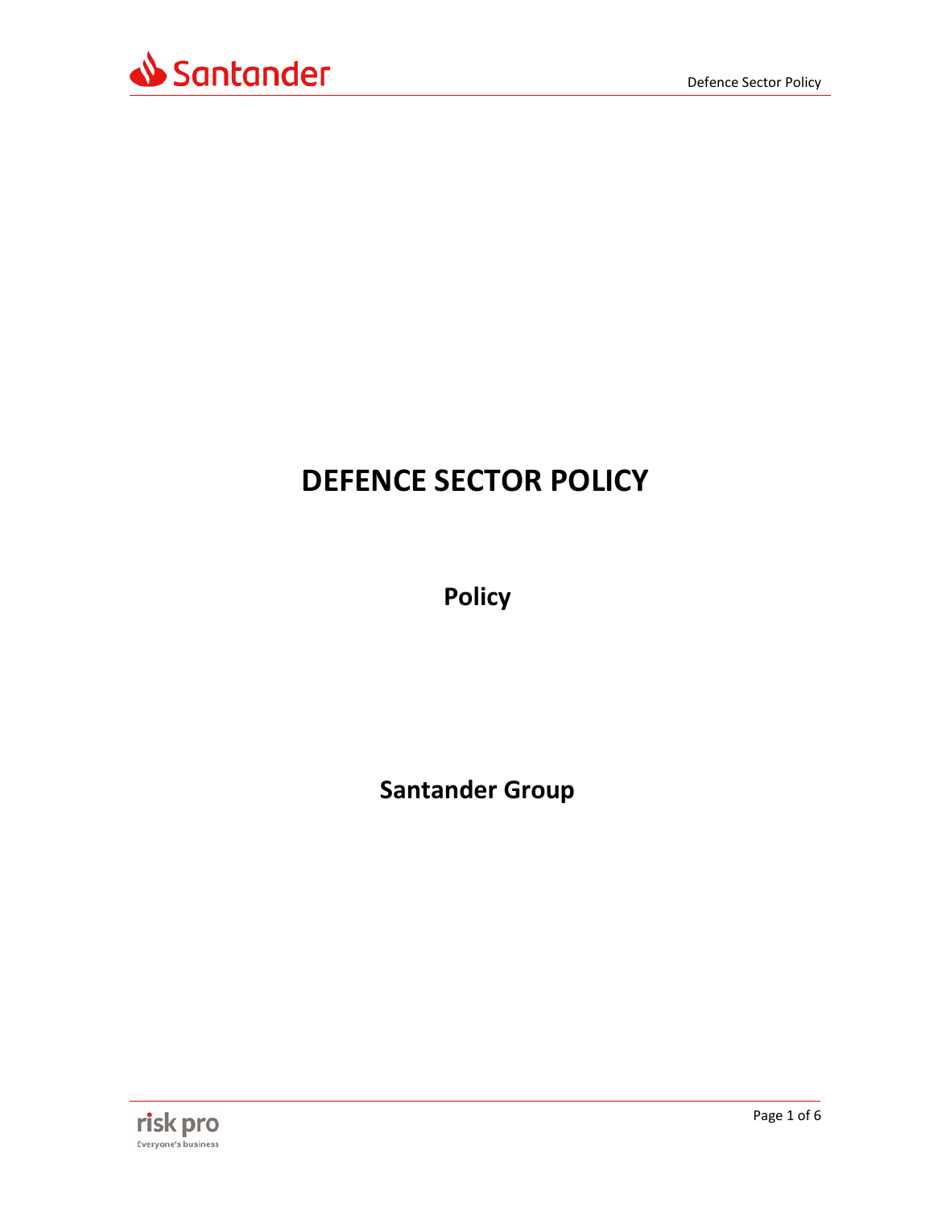# DEFENCE SECTOR POLICY

**Policy**

**Santander Group**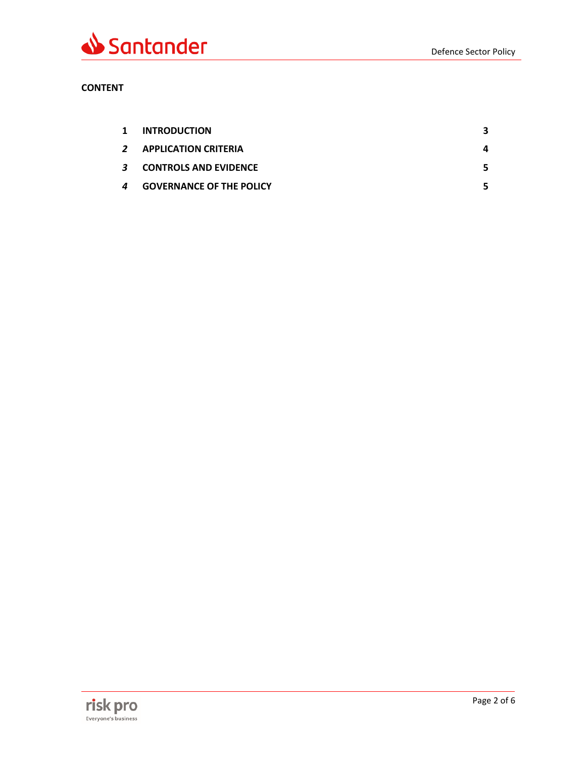**CONTENT**

| | | |
|---|---|---|
| **1** | **INTRODUCTION** | **3** |
| ***2*** | **APPLICATION CRITERIA** | **4** |
| ***3*** | **CONTROLS AND EVIDENCE** | **5** |
| ***4*** | **GOVERNANCE OF THE POLICY** | **5** |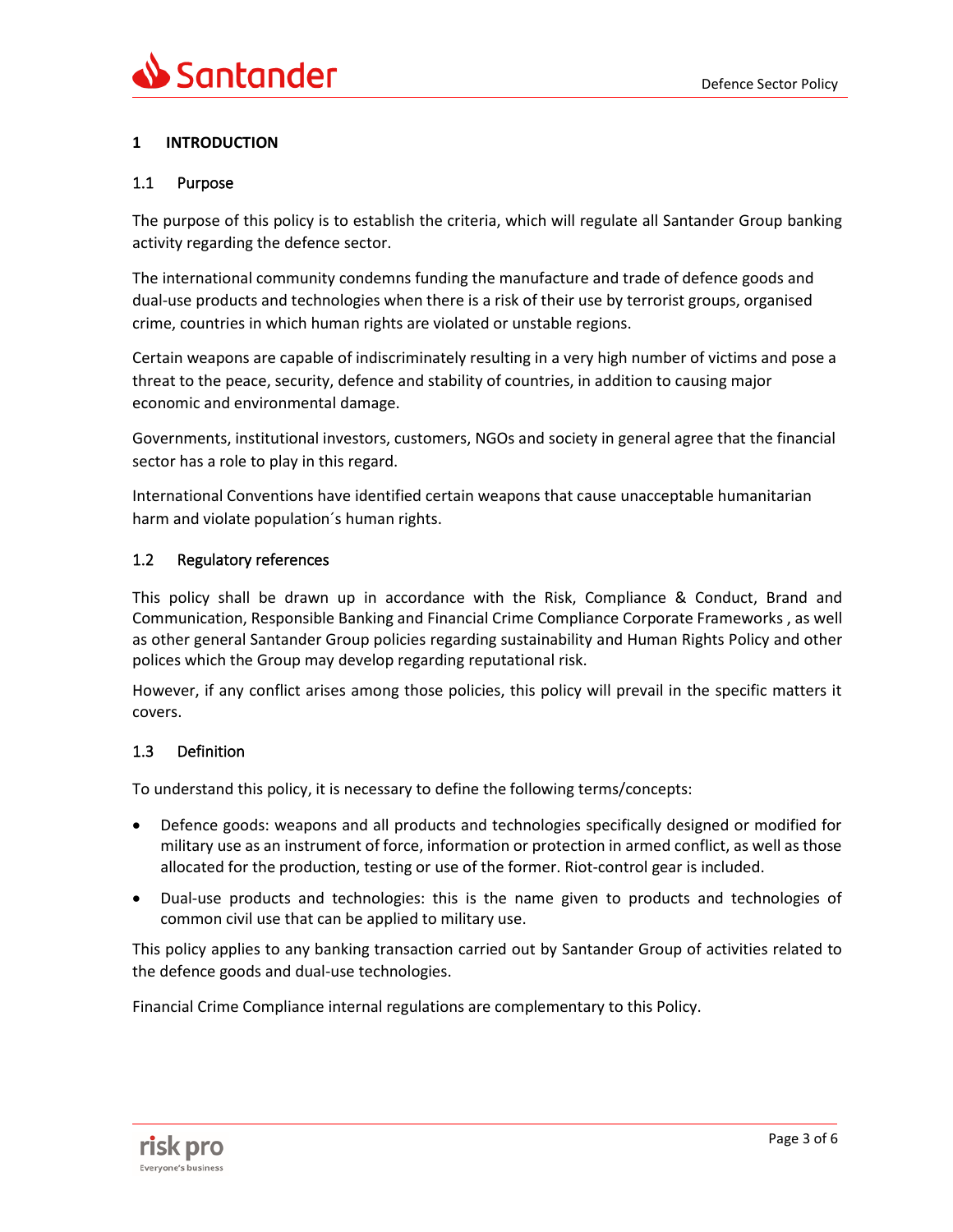# 1 INTRODUCTION

## 1.1 Purpose

The purpose of this policy is to establish the criteria, which will regulate all Santander Group banking activity regarding the defence sector.

The international community condemns funding the manufacture and trade of defence goods and dual-use products and technologies when there is a risk of their use by terrorist groups, organised crime, countries in which human rights are violated or unstable regions.

Certain weapons are capable of indiscriminately resulting in a very high number of victims and pose a threat to the peace, security, defence and stability of countries, in addition to causing major economic and environmental damage.

Governments, institutional investors, customers, NGOs and society in general agree that the financial sector has a role to play in this regard.

International Conventions have identified certain weapons that cause unacceptable humanitarian harm and violate population´s human rights.

## 1.2 Regulatory references

This policy shall be drawn up in accordance with the Risk, Compliance & Conduct, Brand and Communication, Responsible Banking and Financial Crime Compliance Corporate Frameworks , as well as other general Santander Group policies regarding sustainability and Human Rights Policy and other polices which the Group may develop regarding reputational risk.

However, if any conflict arises among those policies, this policy will prevail in the specific matters it covers.

## 1.3 Definition

To understand this policy, it is necessary to define the following terms/concepts:

- Defence goods: weapons and all products and technologies specifically designed or modified for military use as an instrument of force, information or protection in armed conflict, as well as those allocated for the production, testing or use of the former. Riot-control gear is included.
- Dual-use products and technologies: this is the name given to products and technologies of common civil use that can be applied to military use.

This policy applies to any banking transaction carried out by Santander Group of activities related to the defence goods and dual-use technologies.

Financial Crime Compliance internal regulations are complementary to this Policy.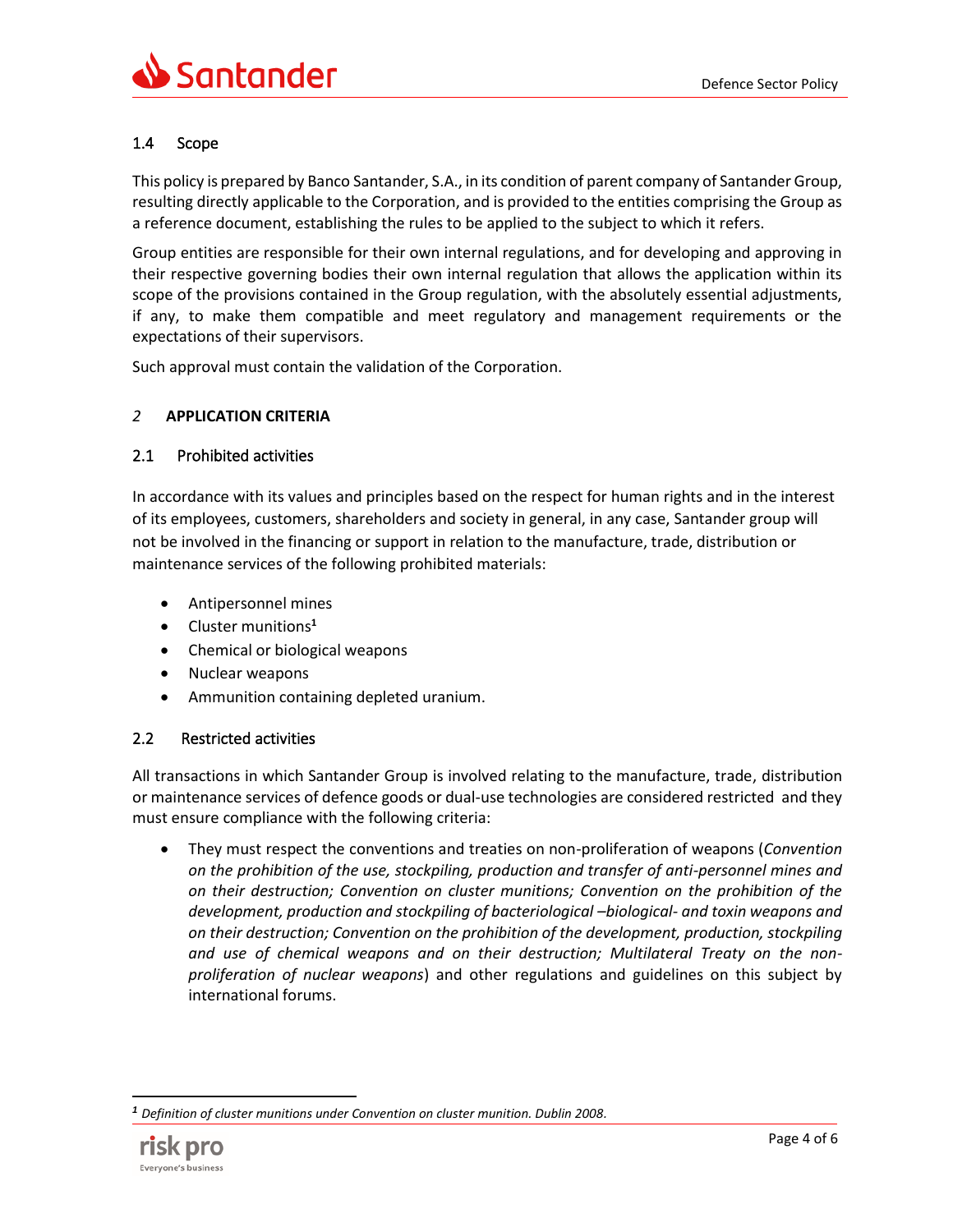### 1.4 Scope

This policy is prepared by Banco Santander, S.A., in its condition of parent company of Santander Group, resulting directly applicable to the Corporation, and is provided to the entities comprising the Group as a reference document, establishing the rules to be applied to the subject to which it refers.

Group entities are responsible for their own internal regulations, and for developing and approving in their respective governing bodies their own internal regulation that allows the application within its scope of the provisions contained in the Group regulation, with the absolutely essential adjustments, if any, to make them compatible and meet regulatory and management requirements or the expectations of their supervisors.

Such approval must contain the validation of the Corporation.

## *2* **APPLICATION CRITERIA**

### 2.1 Prohibited activities

In accordance with its values and principles based on the respect for human rights and in the interest of its employees, customers, shareholders and society in general, in any case, Santander group will not be involved in the financing or support in relation to the manufacture, trade, distribution or maintenance services of the following prohibited materials:

- Antipersonnel mines
- Cluster munitions[1]
- Chemical or biological weapons
- Nuclear weapons
- Ammunition containing depleted uranium.

### 2.2 Restricted activities

All transactions in which Santander Group is involved relating to the manufacture, trade, distribution or maintenance services of defence goods or dual-use technologies are considered restricted and they must ensure compliance with the following criteria:

- They must respect the conventions and treaties on non-proliferation of weapons (*Convention on the prohibition of the use, stockpiling, production and transfer of anti-personnel mines and on their destruction; Convention on cluster munitions; Convention on the prohibition of the development, production and stockpiling of bacteriological –biological- and toxin weapons and on their destruction; Convention on the prohibition of the development, production, stockpiling and use of chemical weapons and on their destruction; Multilateral Treaty on the non-proliferation of nuclear weapons*) and other regulations and guidelines on this subject by international forums.

---

[1] *Definition of cluster munitions under Convention on cluster munition. Dublin 2008.*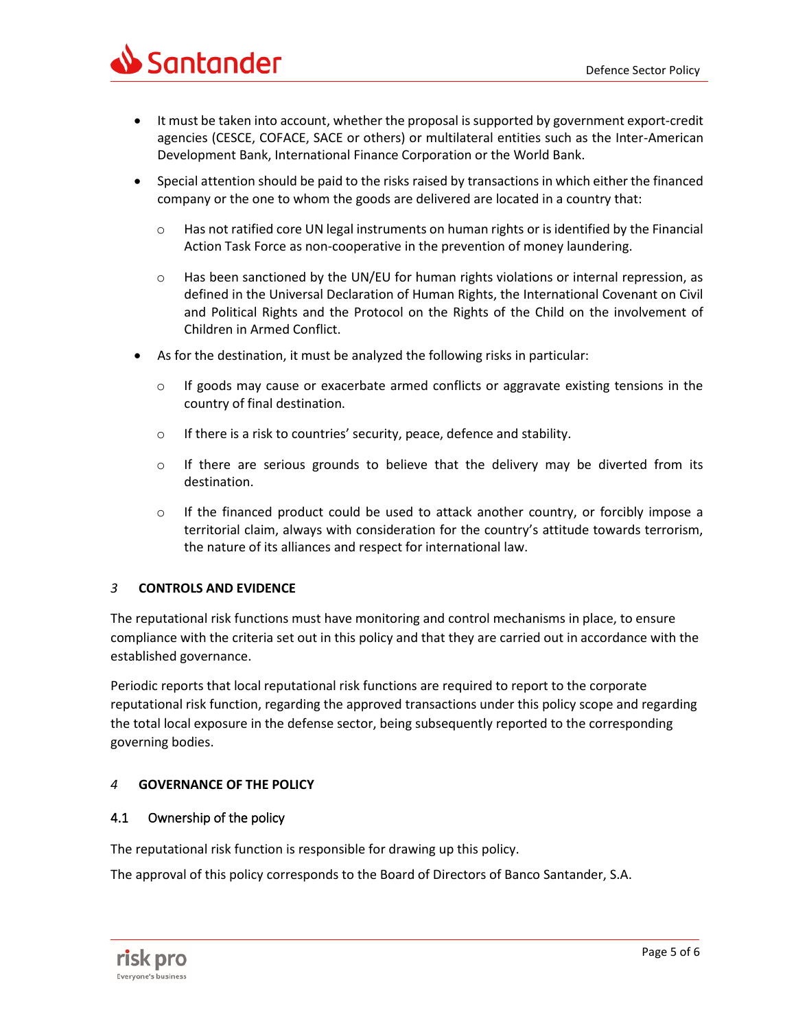- It must be taken into account, whether the proposal is supported by government export-credit agencies (CESCE, COFACE, SACE or others) or multilateral entities such as the Inter-American Development Bank, International Finance Corporation or the World Bank.
- Special attention should be paid to the risks raised by transactions in which either the financed company or the one to whom the goods are delivered are located in a country that:
  - Has not ratified core UN legal instruments on human rights or is identified by the Financial Action Task Force as non-cooperative in the prevention of money laundering.
  - Has been sanctioned by the UN/EU for human rights violations or internal repression, as defined in the Universal Declaration of Human Rights, the International Covenant on Civil and Political Rights and the Protocol on the Rights of the Child on the involvement of Children in Armed Conflict.
- As for the destination, it must be analyzed the following risks in particular:
  - If goods may cause or exacerbate armed conflicts or aggravate existing tensions in the country of final destination.
  - If there is a risk to countries' security, peace, defence and stability.
  - If there are serious grounds to believe that the delivery may be diverted from its destination.
  - If the financed product could be used to attack another country, or forcibly impose a territorial claim, always with consideration for the country's attitude towards terrorism, the nature of its alliances and respect for international law.

## *3* CONTROLS AND EVIDENCE

The reputational risk functions must have monitoring and control mechanisms in place, to ensure compliance with the criteria set out in this policy and that they are carried out in accordance with the established governance.

Periodic reports that local reputational risk functions are required to report to the corporate reputational risk function, regarding the approved transactions under this policy scope and regarding the total local exposure in the defense sector, being subsequently reported to the corresponding governing bodies.

## *4* GOVERNANCE OF THE POLICY

### 4.1 Ownership of the policy

The reputational risk function is responsible for drawing up this policy.

The approval of this policy corresponds to the Board of Directors of Banco Santander, S.A.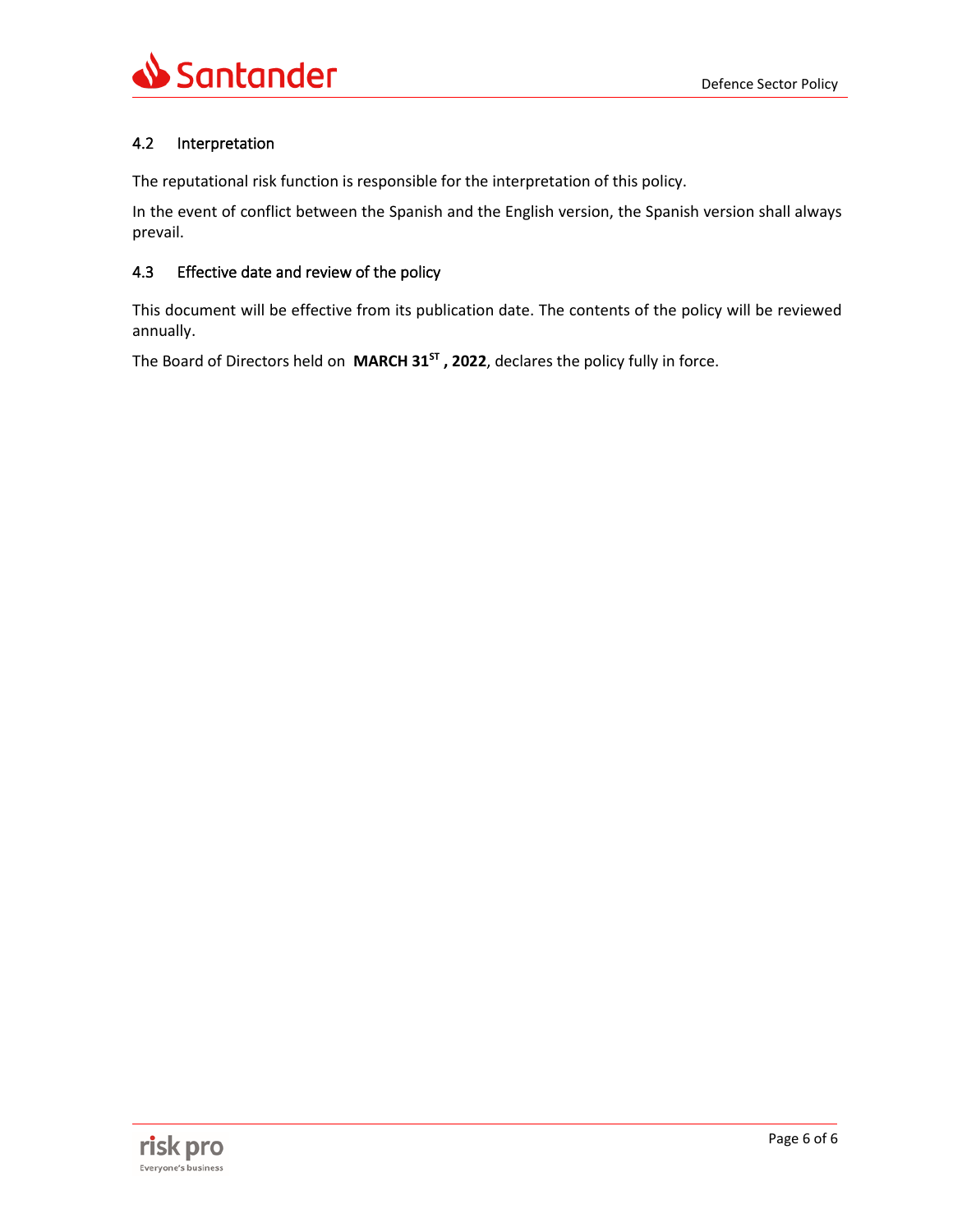### 4.2 Interpretation

The reputational risk function is responsible for the interpretation of this policy.

In the event of conflict between the Spanish and the English version, the Spanish version shall always prevail.

### 4.3 Effective date and review of the policy

This document will be effective from its publication date. The contents of the policy will be reviewed annually.

The Board of Directors held on **MARCH 31ST , 2022**, declares the policy fully in force.